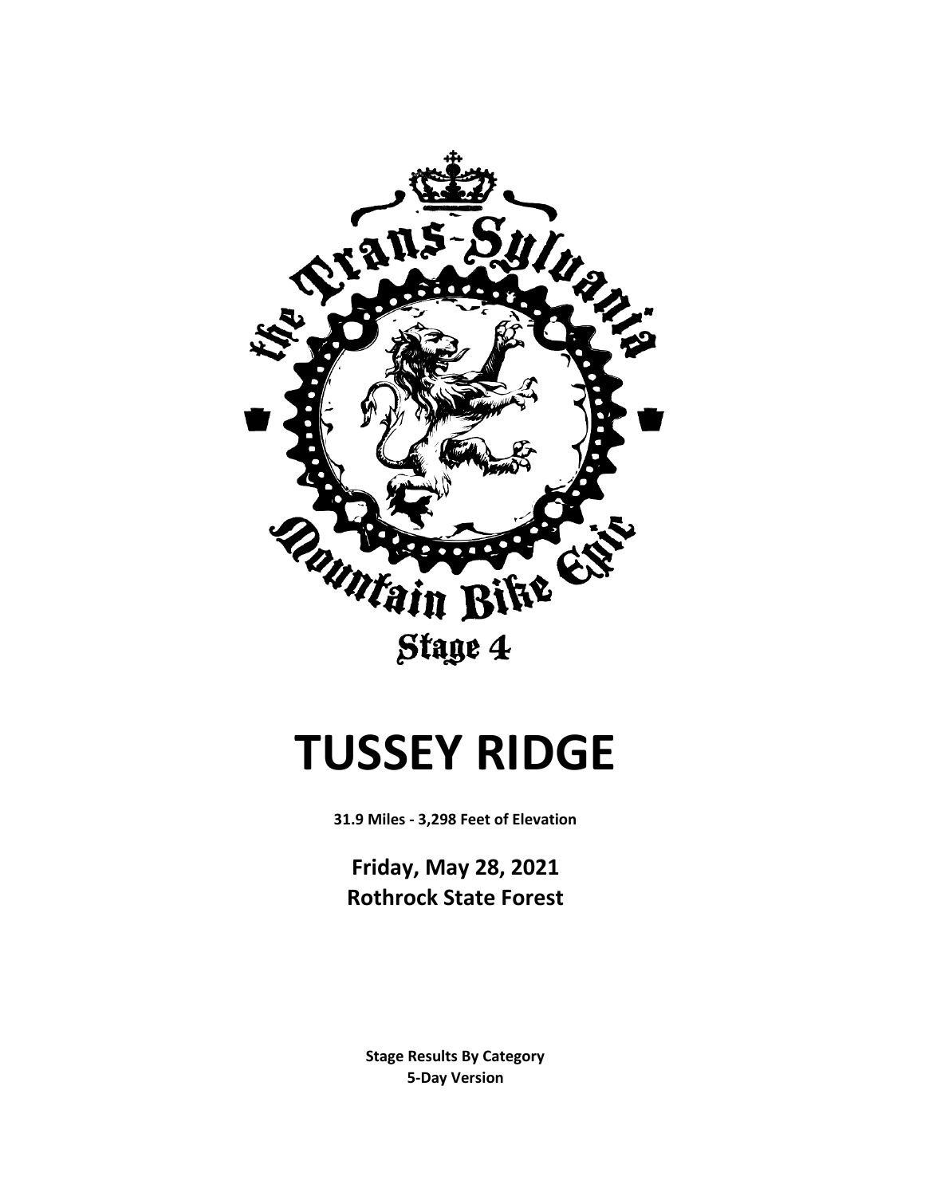the Trans-Sylvania Mountain Bike Epic

Stage 4

# TUSSEY RIDGE

**31.9 Miles - 3,298 Feet of Elevation**

**Friday, May 28, 2021**
**Rothrock State Forest**

**Stage Results By Category**
**5-Day Version**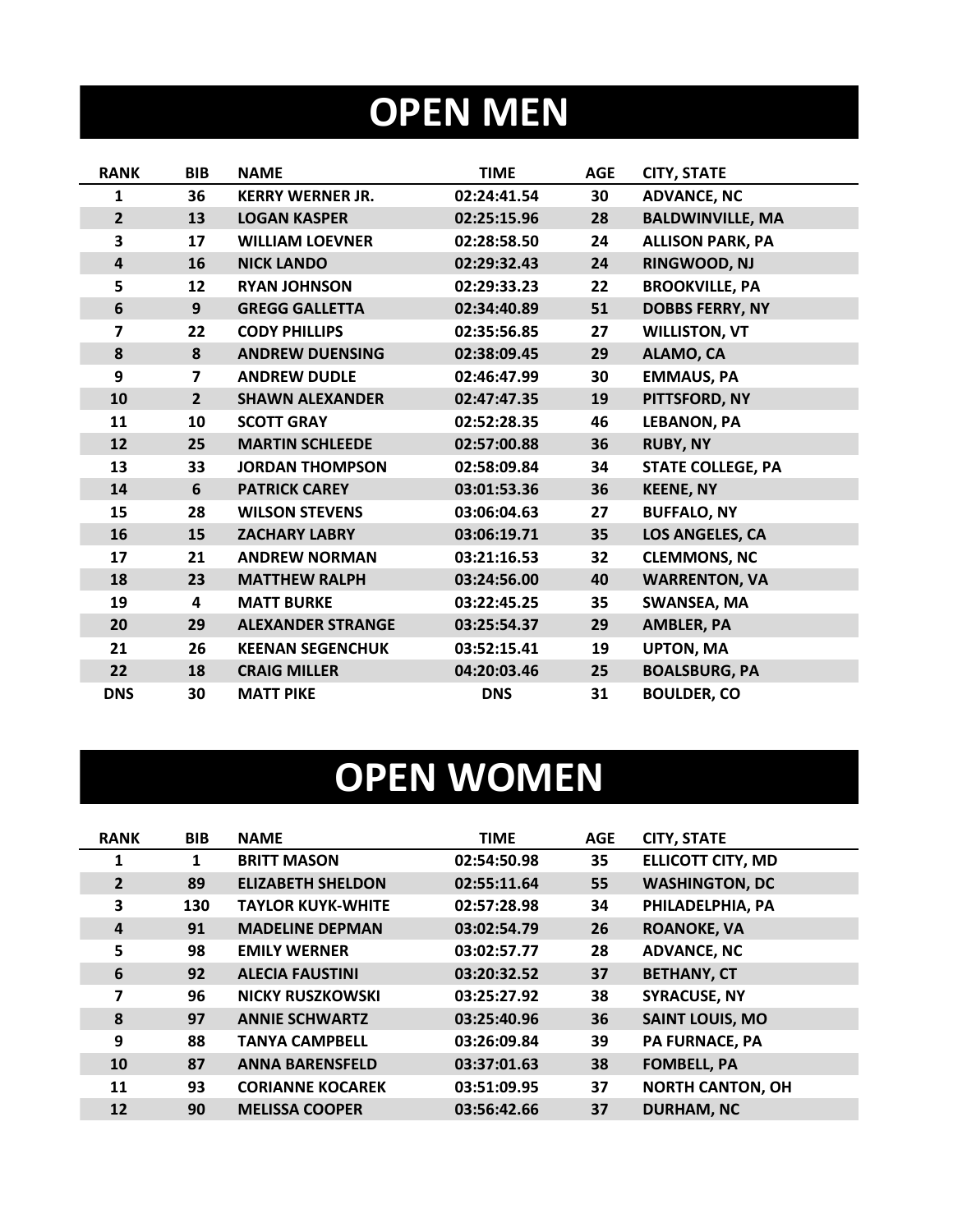# OPEN MEN

| RANK | BIB | NAME | TIME | AGE | CITY, STATE |
|---|---|---|---|---|---|
| 1 | 36 | KERRY WERNER JR. | 02:24:41.54 | 30 | ADVANCE, NC |
| 2 | 13 | LOGAN KASPER | 02:25:15.96 | 28 | BALDWINVILLE, MA |
| 3 | 17 | WILLIAM LOEVNER | 02:28:58.50 | 24 | ALLISON PARK, PA |
| 4 | 16 | NICK LANDO | 02:29:32.43 | 24 | RINGWOOD, NJ |
| 5 | 12 | RYAN JOHNSON | 02:29:33.23 | 22 | BROOKVILLE, PA |
| 6 | 9 | GREGG GALLETTA | 02:34:40.89 | 51 | DOBBS FERRY, NY |
| 7 | 22 | CODY PHILLIPS | 02:35:56.85 | 27 | WILLISTON, VT |
| 8 | 8 | ANDREW DUENSING | 02:38:09.45 | 29 | ALAMO, CA |
| 9 | 7 | ANDREW DUDLE | 02:46:47.99 | 30 | EMMAUS, PA |
| 10 | 2 | SHAWN ALEXANDER | 02:47:47.35 | 19 | PITTSFORD, NY |
| 11 | 10 | SCOTT GRAY | 02:52:28.35 | 46 | LEBANON, PA |
| 12 | 25 | MARTIN SCHLEEDE | 02:57:00.88 | 36 | RUBY, NY |
| 13 | 33 | JORDAN THOMPSON | 02:58:09.84 | 34 | STATE COLLEGE, PA |
| 14 | 6 | PATRICK CAREY | 03:01:53.36 | 36 | KEENE, NY |
| 15 | 28 | WILSON STEVENS | 03:06:04.63 | 27 | BUFFALO, NY |
| 16 | 15 | ZACHARY LABRY | 03:06:19.71 | 35 | LOS ANGELES, CA |
| 17 | 21 | ANDREW NORMAN | 03:21:16.53 | 32 | CLEMMONS, NC |
| 18 | 23 | MATTHEW RALPH | 03:24:56.00 | 40 | WARRENTON, VA |
| 19 | 4 | MATT BURKE | 03:22:45.25 | 35 | SWANSEA, MA |
| 20 | 29 | ALEXANDER STRANGE | 03:25:54.37 | 29 | AMBLER, PA |
| 21 | 26 | KEENAN SEGENCHUK | 03:52:15.41 | 19 | UPTON, MA |
| 22 | 18 | CRAIG MILLER | 04:20:03.46 | 25 | BOALSBURG, PA |
| DNS | 30 | MATT PIKE | DNS | 31 | BOULDER, CO |

# OPEN WOMEN

| RANK | BIB | NAME | TIME | AGE | CITY, STATE |
|---|---|---|---|---|---|
| 1 | 1 | BRITT MASON | 02:54:50.98 | 35 | ELLICOTT CITY, MD |
| 2 | 89 | ELIZABETH SHELDON | 02:55:11.64 | 55 | WASHINGTON, DC |
| 3 | 130 | TAYLOR KUYK-WHITE | 02:57:28.98 | 34 | PHILADELPHIA, PA |
| 4 | 91 | MADELINE DEPMAN | 03:02:54.79 | 26 | ROANOKE, VA |
| 5 | 98 | EMILY WERNER | 03:02:57.77 | 28 | ADVANCE, NC |
| 6 | 92 | ALECIA FAUSTINI | 03:20:32.52 | 37 | BETHANY, CT |
| 7 | 96 | NICKY RUSZKOWSKI | 03:25:27.92 | 38 | SYRACUSE, NY |
| 8 | 97 | ANNIE SCHWARTZ | 03:25:40.96 | 36 | SAINT LOUIS, MO |
| 9 | 88 | TANYA CAMPBELL | 03:26:09.84 | 39 | PA FURNACE, PA |
| 10 | 87 | ANNA BARENSFELD | 03:37:01.63 | 38 | FOMBELL, PA |
| 11 | 93 | CORIANNE KOCAREK | 03:51:09.95 | 37 | NORTH CANTON, OH |
| 12 | 90 | MELISSA COOPER | 03:56:42.66 | 37 | DURHAM, NC |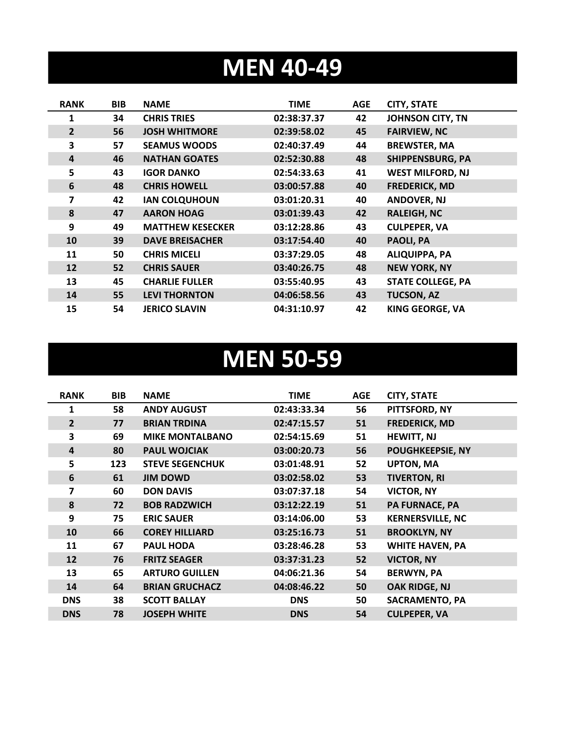# MEN 40-49

| RANK | BIB | NAME | TIME | AGE | CITY, STATE |
|---|---|---|---|---|---|
| 1 | 34 | CHRIS TRIES | 02:38:37.37 | 42 | JOHNSON CITY, TN |
| 2 | 56 | JOSH WHITMORE | 02:39:58.02 | 45 | FAIRVIEW, NC |
| 3 | 57 | SEAMUS WOODS | 02:40:37.49 | 44 | BREWSTER, MA |
| 4 | 46 | NATHAN GOATES | 02:52:30.88 | 48 | SHIPPENSBURG, PA |
| 5 | 43 | IGOR DANKO | 02:54:33.63 | 41 | WEST MILFORD, NJ |
| 6 | 48 | CHRIS HOWELL | 03:00:57.88 | 40 | FREDERICK, MD |
| 7 | 42 | IAN COLQUHOUN | 03:01:20.31 | 40 | ANDOVER, NJ |
| 8 | 47 | AARON HOAG | 03:01:39.43 | 42 | RALEIGH, NC |
| 9 | 49 | MATTHEW KESECKER | 03:12:28.86 | 43 | CULPEPER, VA |
| 10 | 39 | DAVE BREISACHER | 03:17:54.40 | 40 | PAOLI, PA |
| 11 | 50 | CHRIS MICELI | 03:37:29.05 | 48 | ALIQUIPPA, PA |
| 12 | 52 | CHRIS SAUER | 03:40:26.75 | 48 | NEW YORK, NY |
| 13 | 45 | CHARLIE FULLER | 03:55:40.95 | 43 | STATE COLLEGE, PA |
| 14 | 55 | LEVI THORNTON | 04:06:58.56 | 43 | TUCSON, AZ |
| 15 | 54 | JERICO SLAVIN | 04:31:10.97 | 42 | KING GEORGE, VA |

# MEN 50-59

| RANK | BIB | NAME | TIME | AGE | CITY, STATE |
|---|---|---|---|---|---|
| 1 | 58 | ANDY AUGUST | 02:43:33.34 | 56 | PITTSFORD, NY |
| 2 | 77 | BRIAN TRDINA | 02:47:15.57 | 51 | FREDERICK, MD |
| 3 | 69 | MIKE MONTALBANO | 02:54:15.69 | 51 | HEWITT, NJ |
| 4 | 80 | PAUL WOJCIAK | 03:00:20.73 | 56 | POUGHKEEPSIE, NY |
| 5 | 123 | STEVE SEGENCHUK | 03:01:48.91 | 52 | UPTON, MA |
| 6 | 61 | JIM DOWD | 03:02:58.02 | 53 | TIVERTON, RI |
| 7 | 60 | DON DAVIS | 03:07:37.18 | 54 | VICTOR, NY |
| 8 | 72 | BOB RADZWICH | 03:12:22.19 | 51 | PA FURNACE, PA |
| 9 | 75 | ERIC SAUER | 03:14:06.00 | 53 | KERNERSVILLE, NC |
| 10 | 66 | COREY HILLIARD | 03:25:16.73 | 51 | BROOKLYN, NY |
| 11 | 67 | PAUL HODA | 03:28:46.28 | 53 | WHITE HAVEN, PA |
| 12 | 76 | FRITZ SEAGER | 03:37:31.23 | 52 | VICTOR, NY |
| 13 | 65 | ARTURO GUILLEN | 04:06:21.36 | 54 | BERWYN, PA |
| 14 | 64 | BRIAN GRUCHACZ | 04:08:46.22 | 50 | OAK RIDGE, NJ |
| DNS | 38 | SCOTT BALLAY | DNS | 50 | SACRAMENTO, PA |
| DNS | 78 | JOSEPH WHITE | DNS | 54 | CULPEPER, VA |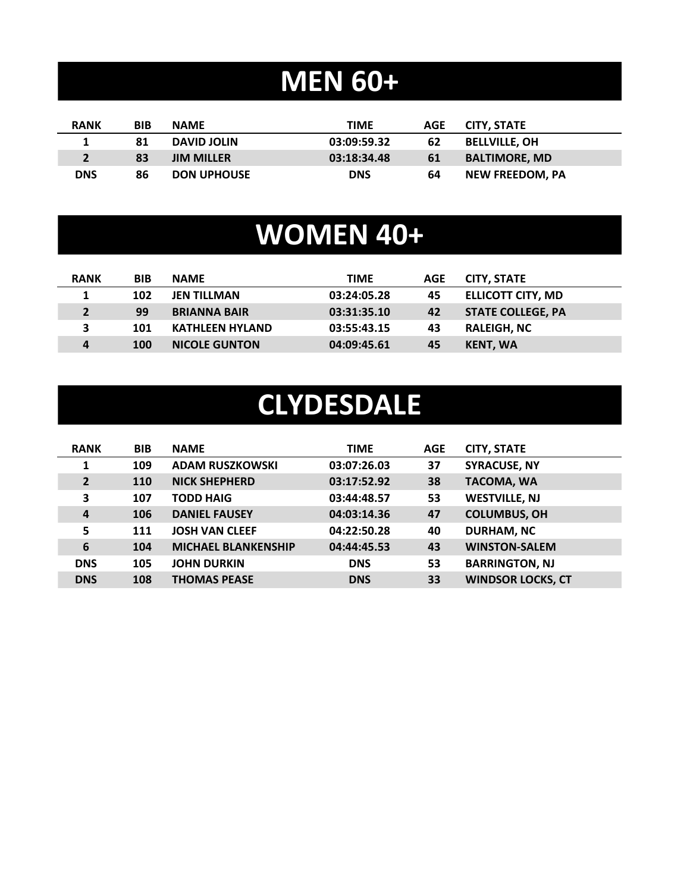# MEN 60+

| RANK | BIB | NAME | TIME | AGE | CITY, STATE |
|---|---|---|---|---|---|
| 1 | 81 | DAVID JOLIN | 03:09:59.32 | 62 | BELLVILLE, OH |
| 2 | 83 | JIM MILLER | 03:18:34.48 | 61 | BALTIMORE, MD |
| DNS | 86 | DON UPHOUSE | DNS | 64 | NEW FREEDOM, PA |

# WOMEN 40+

| RANK | BIB | NAME | TIME | AGE | CITY, STATE |
|---|---|---|---|---|---|
| 1 | 102 | JEN TILLMAN | 03:24:05.28 | 45 | ELLICOTT CITY, MD |
| 2 | 99 | BRIANNA BAIR | 03:31:35.10 | 42 | STATE COLLEGE, PA |
| 3 | 101 | KATHLEEN HYLAND | 03:55:43.15 | 43 | RALEIGH, NC |
| 4 | 100 | NICOLE GUNTON | 04:09:45.61 | 45 | KENT, WA |

# CLYDESDALE

| RANK | BIB | NAME | TIME | AGE | CITY, STATE |
|---|---|---|---|---|---|
| 1 | 109 | ADAM RUSZKOWSKI | 03:07:26.03 | 37 | SYRACUSE, NY |
| 2 | 110 | NICK SHEPHERD | 03:17:52.92 | 38 | TACOMA, WA |
| 3 | 107 | TODD HAIG | 03:44:48.57 | 53 | WESTVILLE, NJ |
| 4 | 106 | DANIEL FAUSEY | 04:03:14.36 | 47 | COLUMBUS, OH |
| 5 | 111 | JOSH VAN CLEEF | 04:22:50.28 | 40 | DURHAM, NC |
| 6 | 104 | MICHAEL BLANKENSHIP | 04:44:45.53 | 43 | WINSTON-SALEM |
| DNS | 105 | JOHN DURKIN | DNS | 53 | BARRINGTON, NJ |
| DNS | 108 | THOMAS PEASE | DNS | 33 | WINDSOR LOCKS, CT |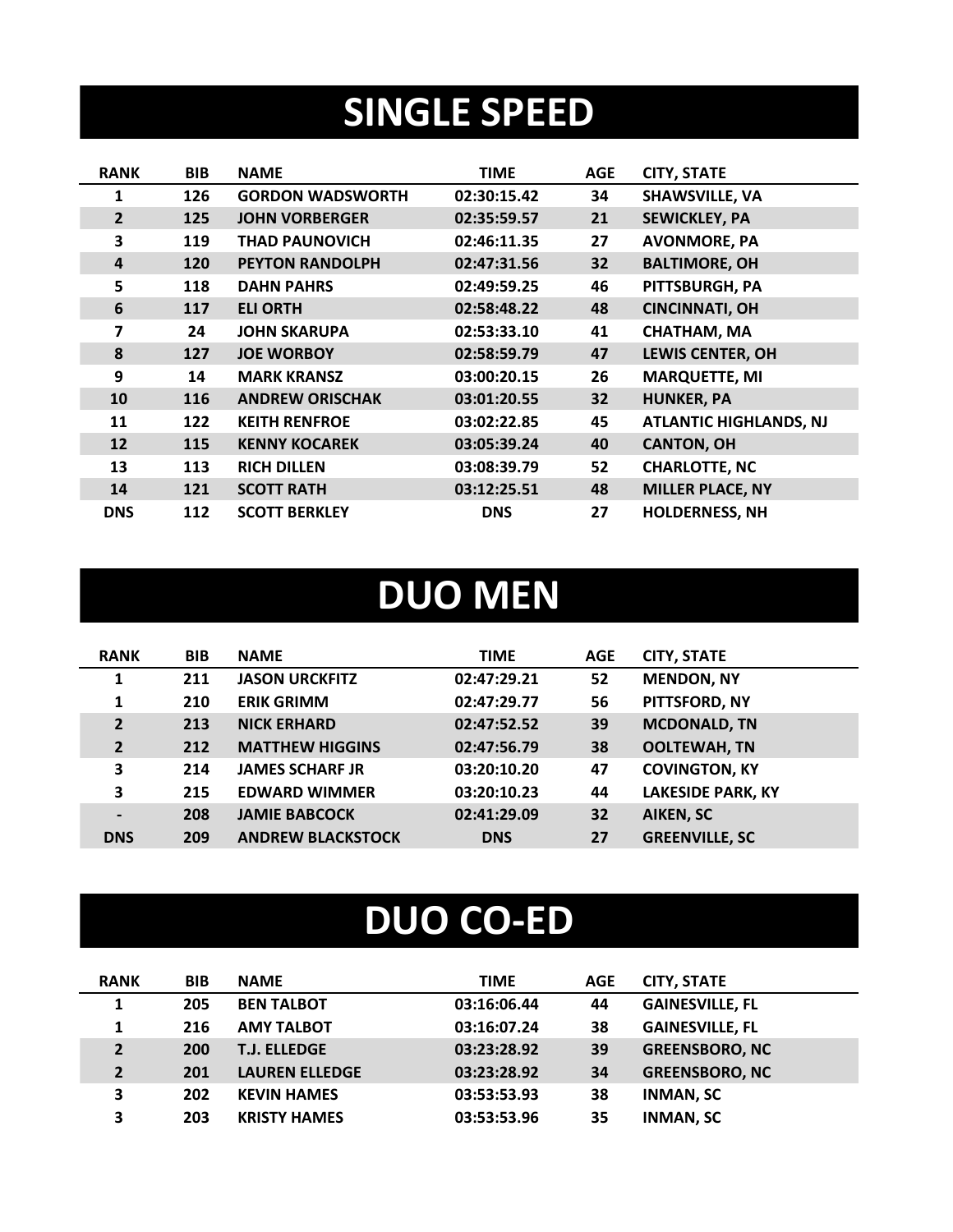# SINGLE SPEED

| RANK | BIB | NAME | TIME | AGE | CITY, STATE |
|---|---|---|---|---|---|
| 1 | 126 | GORDON WADSWORTH | 02:30:15.42 | 34 | SHAWSVILLE, VA |
| 2 | 125 | JOHN VORBERGER | 02:35:59.57 | 21 | SEWICKLEY, PA |
| 3 | 119 | THAD PAUNOVICH | 02:46:11.35 | 27 | AVONMORE, PA |
| 4 | 120 | PEYTON RANDOLPH | 02:47:31.56 | 32 | BALTIMORE, OH |
| 5 | 118 | DAHN PAHRS | 02:49:59.25 | 46 | PITTSBURGH, PA |
| 6 | 117 | ELI ORTH | 02:58:48.22 | 48 | CINCINNATI, OH |
| 7 | 24 | JOHN SKARUPA | 02:53:33.10 | 41 | CHATHAM, MA |
| 8 | 127 | JOE WORBOY | 02:58:59.79 | 47 | LEWIS CENTER, OH |
| 9 | 14 | MARK KRANSZ | 03:00:20.15 | 26 | MARQUETTE, MI |
| 10 | 116 | ANDREW ORISCHAK | 03:01:20.55 | 32 | HUNKER, PA |
| 11 | 122 | KEITH RENFROE | 03:02:22.85 | 45 | ATLANTIC HIGHLANDS, NJ |
| 12 | 115 | KENNY KOCAREK | 03:05:39.24 | 40 | CANTON, OH |
| 13 | 113 | RICH DILLEN | 03:08:39.79 | 52 | CHARLOTTE, NC |
| 14 | 121 | SCOTT RATH | 03:12:25.51 | 48 | MILLER PLACE, NY |
| DNS | 112 | SCOTT BERKLEY | DNS | 27 | HOLDERNESS, NH |

# DUO MEN

| RANK | BIB | NAME | TIME | AGE | CITY, STATE |
|---|---|---|---|---|---|
| 1 | 211 | JASON URCKFITZ | 02:47:29.21 | 52 | MENDON, NY |
| 1 | 210 | ERIK GRIMM | 02:47:29.77 | 56 | PITTSFORD, NY |
| 2 | 213 | NICK ERHARD | 02:47:52.52 | 39 | MCDONALD, TN |
| 2 | 212 | MATTHEW HIGGINS | 02:47:56.79 | 38 | OOLTEWAH, TN |
| 3 | 214 | JAMES SCHARF JR | 03:20:10.20 | 47 | COVINGTON, KY |
| 3 | 215 | EDWARD WIMMER | 03:20:10.23 | 44 | LAKESIDE PARK, KY |
| - | 208 | JAMIE BABCOCK | 02:41:29.09 | 32 | AIKEN, SC |
| DNS | 209 | ANDREW BLACKSTOCK | DNS | 27 | GREENVILLE, SC |

# DUO CO-ED

| RANK | BIB | NAME | TIME | AGE | CITY, STATE |
|---|---|---|---|---|---|
| 1 | 205 | BEN TALBOT | 03:16:06.44 | 44 | GAINESVILLE, FL |
| 1 | 216 | AMY TALBOT | 03:16:07.24 | 38 | GAINESVILLE, FL |
| 2 | 200 | T.J. ELLEDGE | 03:23:28.92 | 39 | GREENSBORO, NC |
| 2 | 201 | LAUREN ELLEDGE | 03:23:28.92 | 34 | GREENSBORO, NC |
| 3 | 202 | KEVIN HAMES | 03:53:53.93 | 38 | INMAN, SC |
| 3 | 203 | KRISTY HAMES | 03:53:53.96 | 35 | INMAN, SC |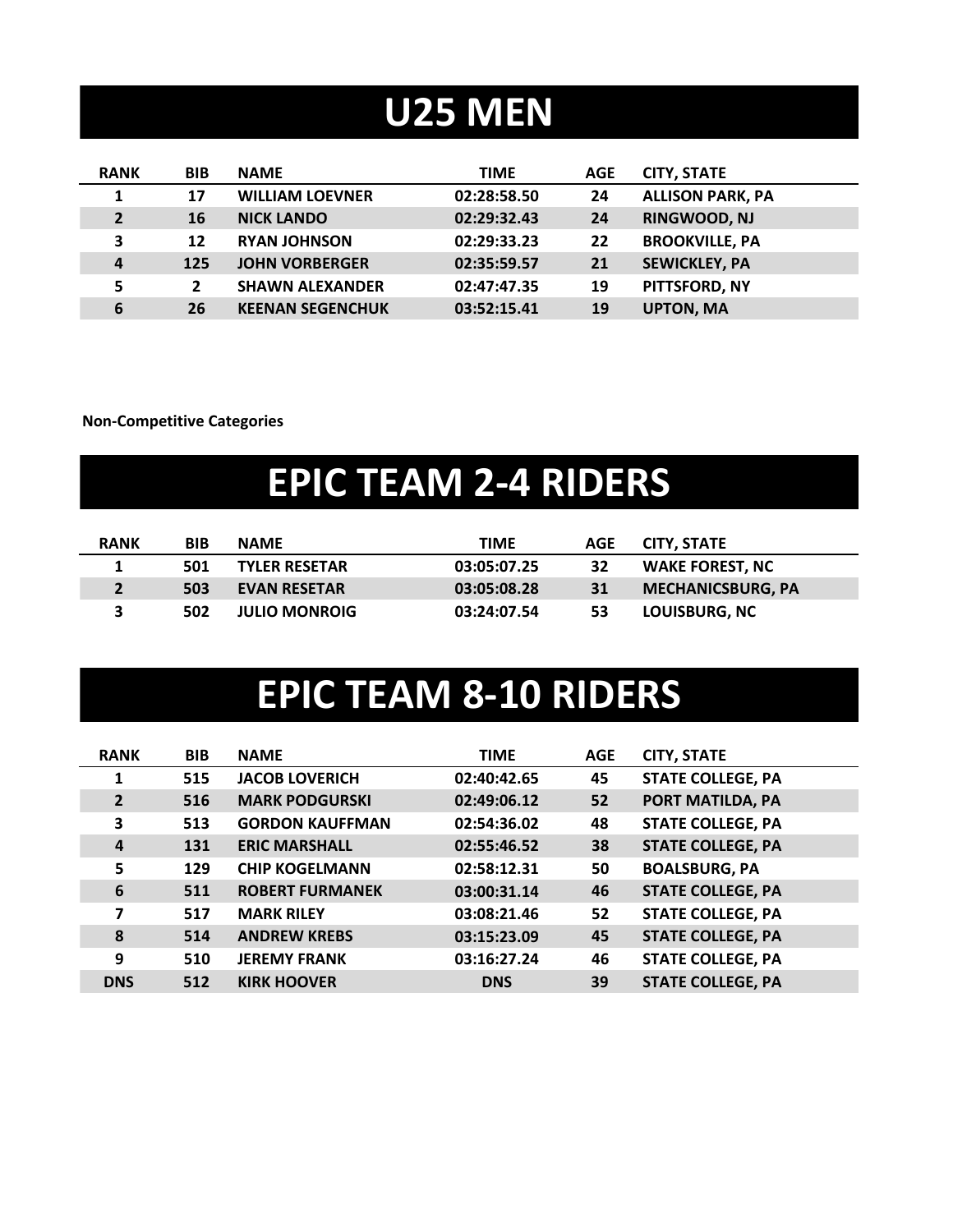# U25 MEN

| RANK | BIB | NAME | TIME | AGE | CITY, STATE |
|---|---|---|---|---|---|
| 1 | 17 | WILLIAM LOEVNER | 02:28:58.50 | 24 | ALLISON PARK, PA |
| 2 | 16 | NICK LANDO | 02:29:32.43 | 24 | RINGWOOD, NJ |
| 3 | 12 | RYAN JOHNSON | 02:29:33.23 | 22 | BROOKVILLE, PA |
| 4 | 125 | JOHN VORBERGER | 02:35:59.57 | 21 | SEWICKLEY, PA |
| 5 | 2 | SHAWN ALEXANDER | 02:47:47.35 | 19 | PITTSFORD, NY |
| 6 | 26 | KEENAN SEGENCHUK | 03:52:15.41 | 19 | UPTON, MA |

**Non-Competitive Categories**

# EPIC TEAM 2-4 RIDERS

| RANK | BIB | NAME | TIME | AGE | CITY, STATE |
|---|---|---|---|---|---|
| 1 | 501 | TYLER RESETAR | 03:05:07.25 | 32 | WAKE FOREST, NC |
| 2 | 503 | EVAN RESETAR | 03:05:08.28 | 31 | MECHANICSBURG, PA |
| 3 | 502 | JULIO MONROIG | 03:24:07.54 | 53 | LOUISBURG, NC |

# EPIC TEAM 8-10 RIDERS

| RANK | BIB | NAME | TIME | AGE | CITY, STATE |
|---|---|---|---|---|---|
| 1 | 515 | JACOB LOVERICH | 02:40:42.65 | 45 | STATE COLLEGE, PA |
| 2 | 516 | MARK PODGURSKI | 02:49:06.12 | 52 | PORT MATILDA, PA |
| 3 | 513 | GORDON KAUFFMAN | 02:54:36.02 | 48 | STATE COLLEGE, PA |
| 4 | 131 | ERIC MARSHALL | 02:55:46.52 | 38 | STATE COLLEGE, PA |
| 5 | 129 | CHIP KOGELMANN | 02:58:12.31 | 50 | BOALSBURG, PA |
| 6 | 511 | ROBERT FURMANEK | 03:00:31.14 | 46 | STATE COLLEGE, PA |
| 7 | 517 | MARK RILEY | 03:08:21.46 | 52 | STATE COLLEGE, PA |
| 8 | 514 | ANDREW KREBS | 03:15:23.09 | 45 | STATE COLLEGE, PA |
| 9 | 510 | JEREMY FRANK | 03:16:27.24 | 46 | STATE COLLEGE, PA |
| DNS | 512 | KIRK HOOVER | DNS | 39 | STATE COLLEGE, PA |